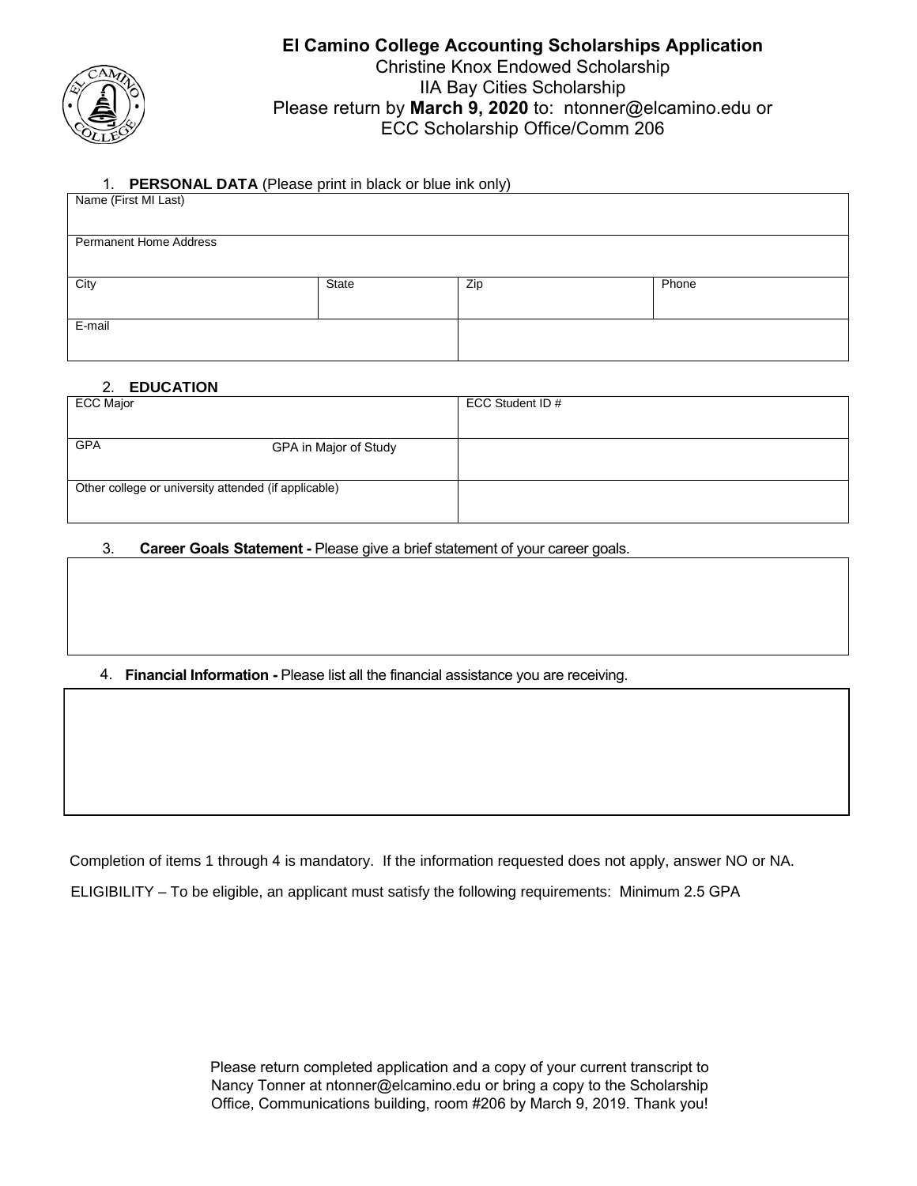# El Camino College Accounting Scholarships Application

Christine Knox Endowed Scholarship
IIA Bay Cities Scholarship
Please return by **March 9, 2020** to: ntonner@elcamino.edu or
ECC Scholarship Office/Comm 206

1. **PERSONAL DATA** (Please print in black or blue ink only)

| Name (First MI Last) | | | |
|---|---|---|---|
| Permanent Home Address | | | |
| City | State | Zip | Phone |
| E-mail | | | |

2. **EDUCATION**

| ECC Major | | ECC Student ID # |
|---|---|---|
| GPA | GPA in Major of Study | |
| Other college or university attended (if applicable) | | |

3. **Career Goals Statement -** Please give a brief statement of your career goals.

4. **Financial Information -** Please list all the financial assistance you are receiving.

Completion of items 1 through 4 is mandatory. If the information requested does not apply, answer NO or NA.

ELIGIBILITY – To be eligible, an applicant must satisfy the following requirements: Minimum 2.5 GPA

Please return completed application and a copy of your current transcript to Nancy Tonner at ntonner@elcamino.edu or bring a copy to the Scholarship Office, Communications building, room #206 by March 9, 2019. Thank you!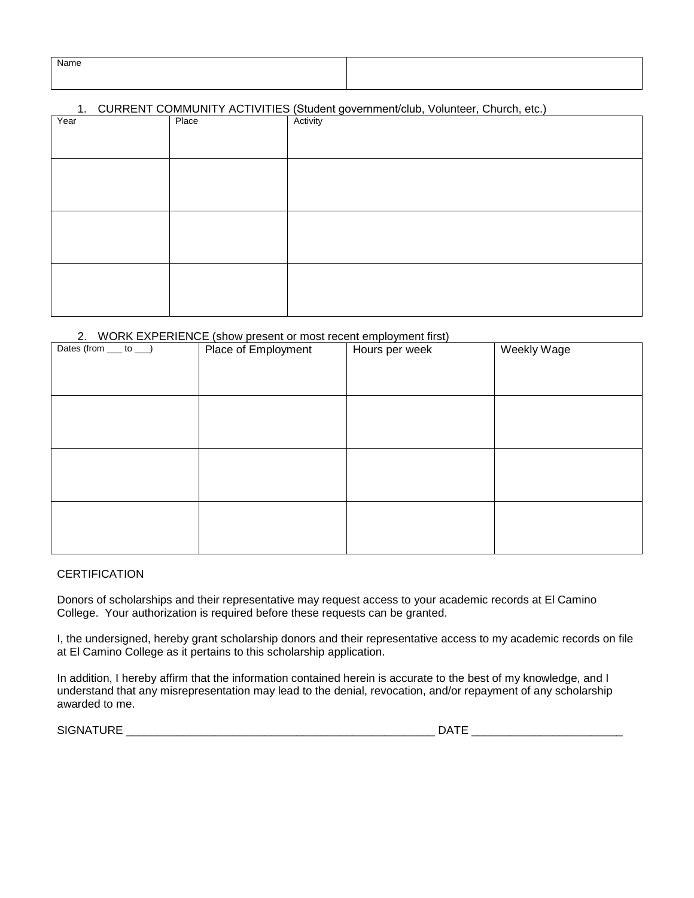| Name | |
|---|---|
| | |

1. CURRENT COMMUNITY ACTIVITIES (Student government/club, Volunteer, Church, etc.)

| Year | Place | Activity |
|---|---|---|
| | | |
| | | |
| | | |

2. WORK EXPERIENCE (show present or most recent employment first)

| Dates (from ___ to ___) | Place of Employment | Hours per week | Weekly Wage |
|---|---|---|---|
| | | | |
| | | | |
| | | | |

CERTIFICATION

Donors of scholarships and their representative may request access to your academic records at El Camino College. Your authorization is required before these requests can be granted.

I, the undersigned, hereby grant scholarship donors and their representative access to my academic records on file at El Camino College as it pertains to this scholarship application.

In addition, I hereby affirm that the information contained herein is accurate to the best of my knowledge, and I understand that any misrepresentation may lead to the denial, revocation, and/or repayment of any scholarship awarded to me.

SIGNATURE ___________________________________________________ DATE _______________________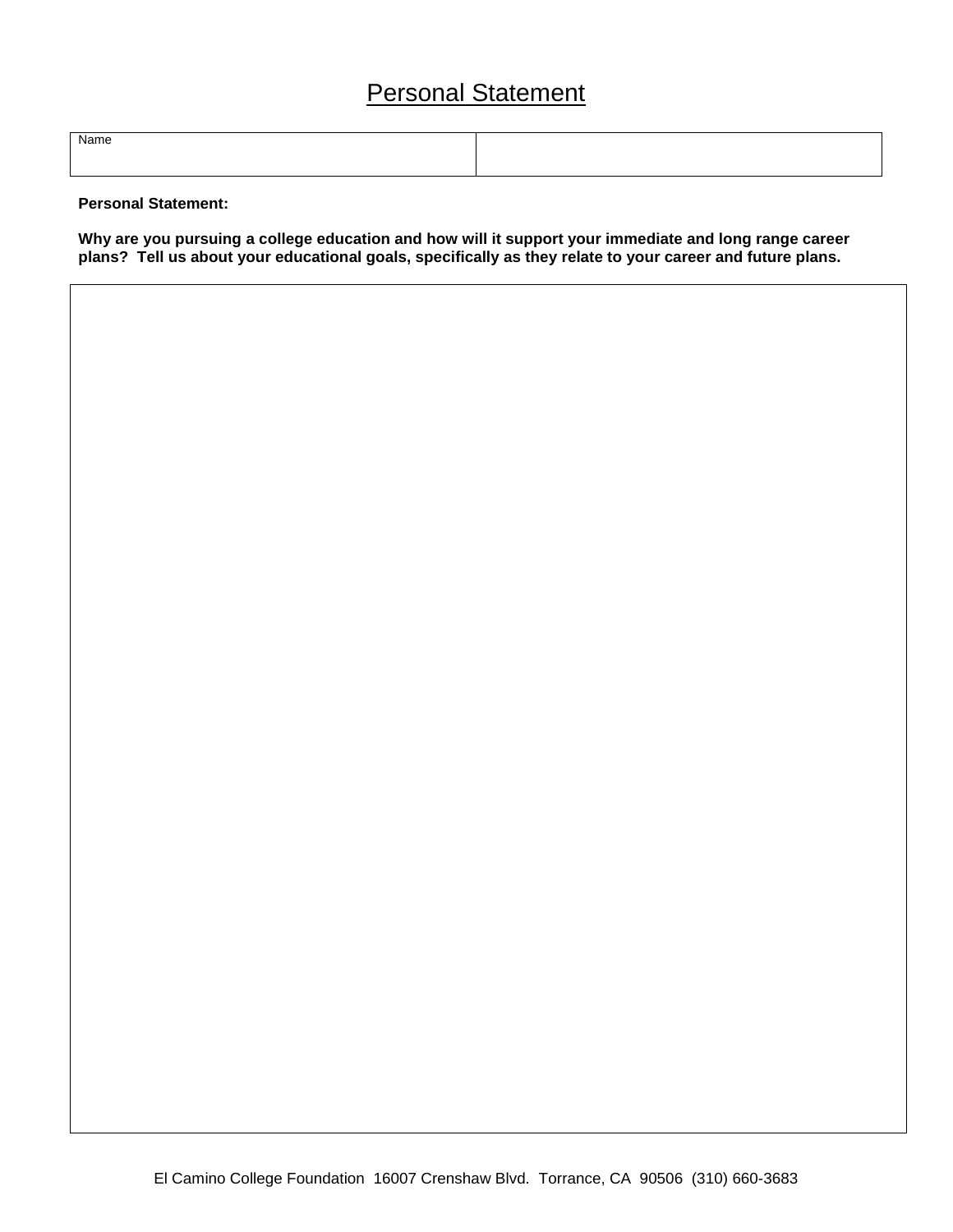# Personal Statement

| Name | |
|---|---|
| | |

**Personal Statement:**

**Why are you pursuing a college education and how will it support your immediate and long range career plans? Tell us about your educational goals, specifically as they relate to your career and future plans.**

El Camino College Foundation 16007 Crenshaw Blvd. Torrance, CA 90506 (310) 660-3683